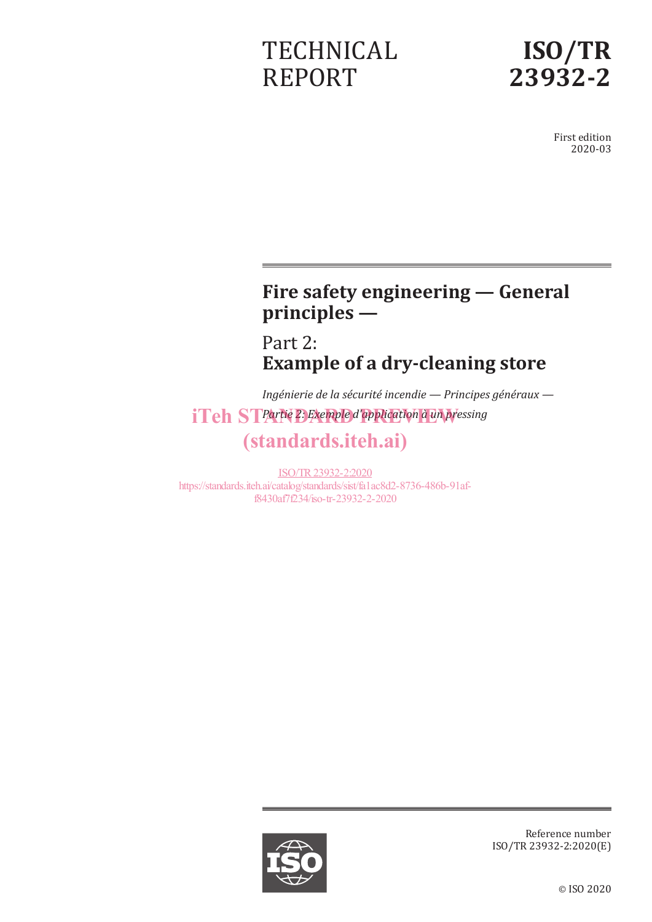TECHNICAL REPORT

# ISO/TR 23932-2

First edition
2020-03

# Fire safety engineering — General principles —

## Part 2:
## Example of a dry-cleaning store

*Ingénierie de la sécurité incendie — Principes généraux — Partie 2: Exemple d'application à un pressing*

iTeh STANDARD PREVIEW
(standards.iteh.ai)

ISO/TR 23932-2:2020
https://standards.iteh.ai/catalog/standards/sist/fa1ac8d2-8736-486b-91af-f8430af7f234/iso-tr-23932-2-2020

Reference number
ISO/TR 23932-2:2020(E)

© ISO 2020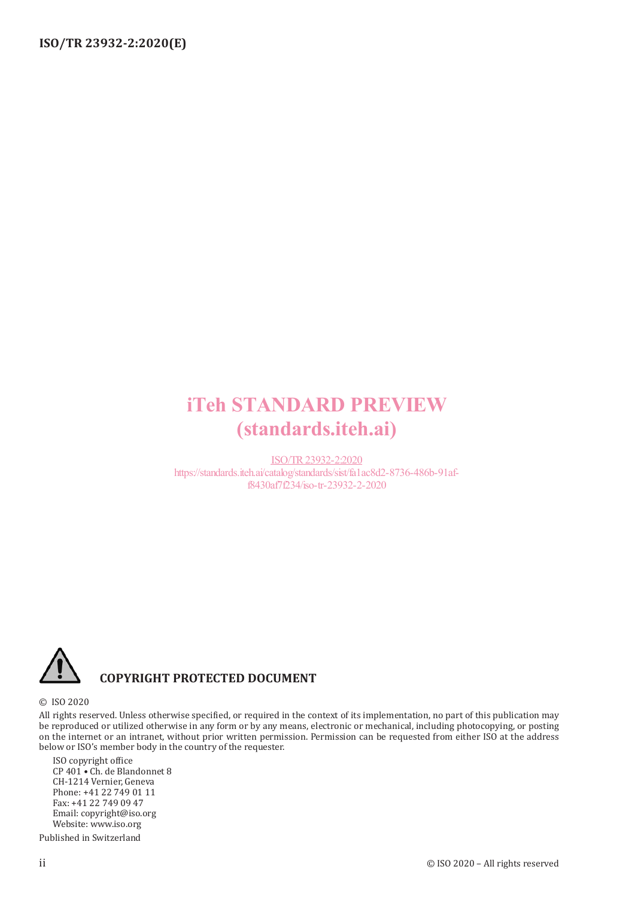iTeh STANDARD PREVIEW
(standards.iteh.ai)

ISO/TR 23932-2:2020
https://standards.iteh.ai/catalog/standards/sist/fa1ac8d2-8736-486b-91af-f8430af7f234/iso-tr-23932-2-2020

**COPYRIGHT PROTECTED DOCUMENT**

© ISO 2020

All rights reserved. Unless otherwise specified, or required in the context of its implementation, no part of this publication may be reproduced or utilized otherwise in any form or by any means, electronic or mechanical, including photocopying, or posting on the internet or an intranet, without prior written permission. Permission can be requested from either ISO at the address below or ISO's member body in the country of the requester.

ISO copyright office
CP 401 • Ch. de Blandonnet 8
CH-1214 Vernier, Geneva
Phone: +41 22 749 01 11
Fax: +41 22 749 09 47
Email: copyright@iso.org
Website: www.iso.org

Published in Switzerland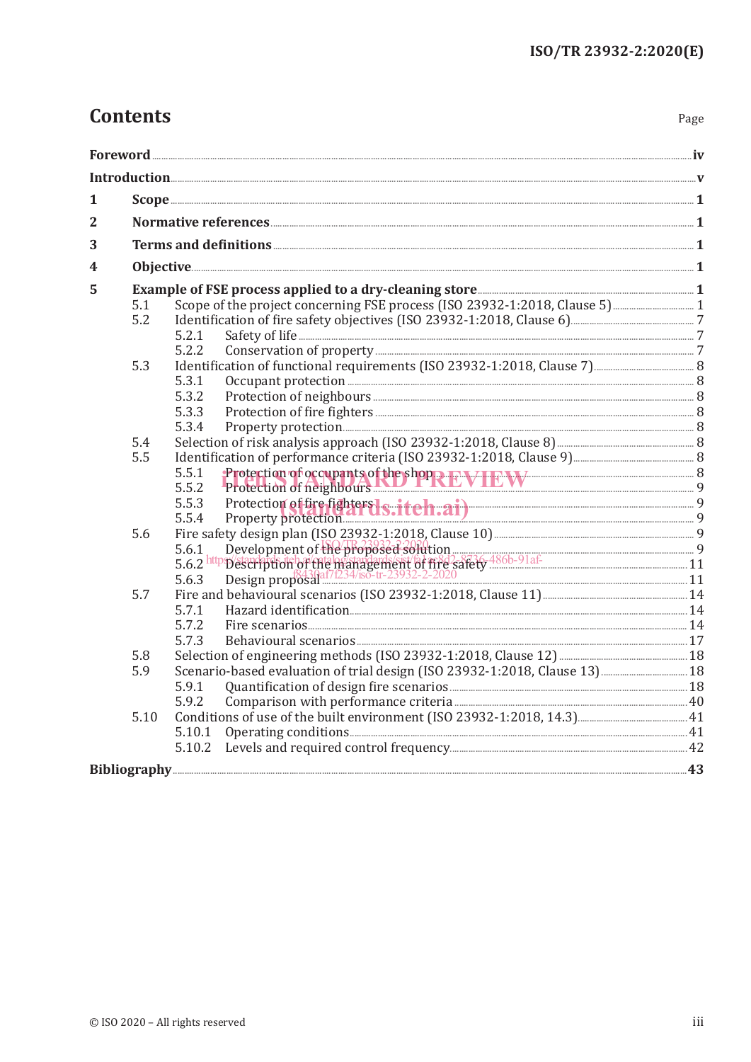# Contents

Page

**Foreword** ... iv

**Introduction** ... v

**1 Scope** ... 1

**2 Normative references** ... 1

**3 Terms and definitions** ... 1

**4 Objective** ... 1

**5 Example of FSE process applied to a dry-cleaning store** ... 1

- 5.1 Scope of the project concerning FSE process (ISO 23932-1:2018, Clause 5) ... 1
- 5.2 Identification of fire safety objectives (ISO 23932-1:2018, Clause 6) ... 7
  - 5.2.1 Safety of life ... 7
  - 5.2.2 Conservation of property ... 7
- 5.3 Identification of functional requirements (ISO 23932-1:2018, Clause 7) ... 8
  - 5.3.1 Occupant protection ... 8
  - 5.3.2 Protection of neighbours ... 8
  - 5.3.3 Protection of fire fighters ... 8
  - 5.3.4 Property protection ... 8
- 5.4 Selection of risk analysis approach (ISO 23932-1:2018, Clause 8) ... 8
- 5.5 Identification of performance criteria (ISO 23932-1:2018, Clause 9) ... 8
  - 5.5.1 Protection of occupants of the shop ... 8
  - 5.5.2 Protection of neighbours ... 9
  - 5.5.3 Protection of fire fighters ... 9
  - 5.5.4 Property protection ... 9
- 5.6 Fire safety design plan (ISO 23932-1:2018, Clause 10) ... 9
  - 5.6.1 Development of the proposed solution ... 9
  - 5.6.2 Description of the management of fire safety ... 11
  - 5.6.3 Design proposal ... 11
- 5.7 Fire and behavioural scenarios (ISO 23932-1:2018, Clause 11) ... 14
  - 5.7.1 Hazard identification ... 14
  - 5.7.2 Fire scenarios ... 14
  - 5.7.3 Behavioural scenarios ... 17
- 5.8 Selection of engineering methods (ISO 23932-1:2018, Clause 12) ... 18
- 5.9 Scenario-based evaluation of trial design (ISO 23932-1:2018, Clause 13) ... 18
  - 5.9.1 Quantification of design fire scenarios ... 18
  - 5.9.2 Comparison with performance criteria ... 40
- 5.10 Conditions of use of the built environment (ISO 23932-1:2018, 14.3) ... 41
  - 5.10.1 Operating conditions ... 41
  - 5.10.2 Levels and required control frequency ... 42

**Bibliography** ... 43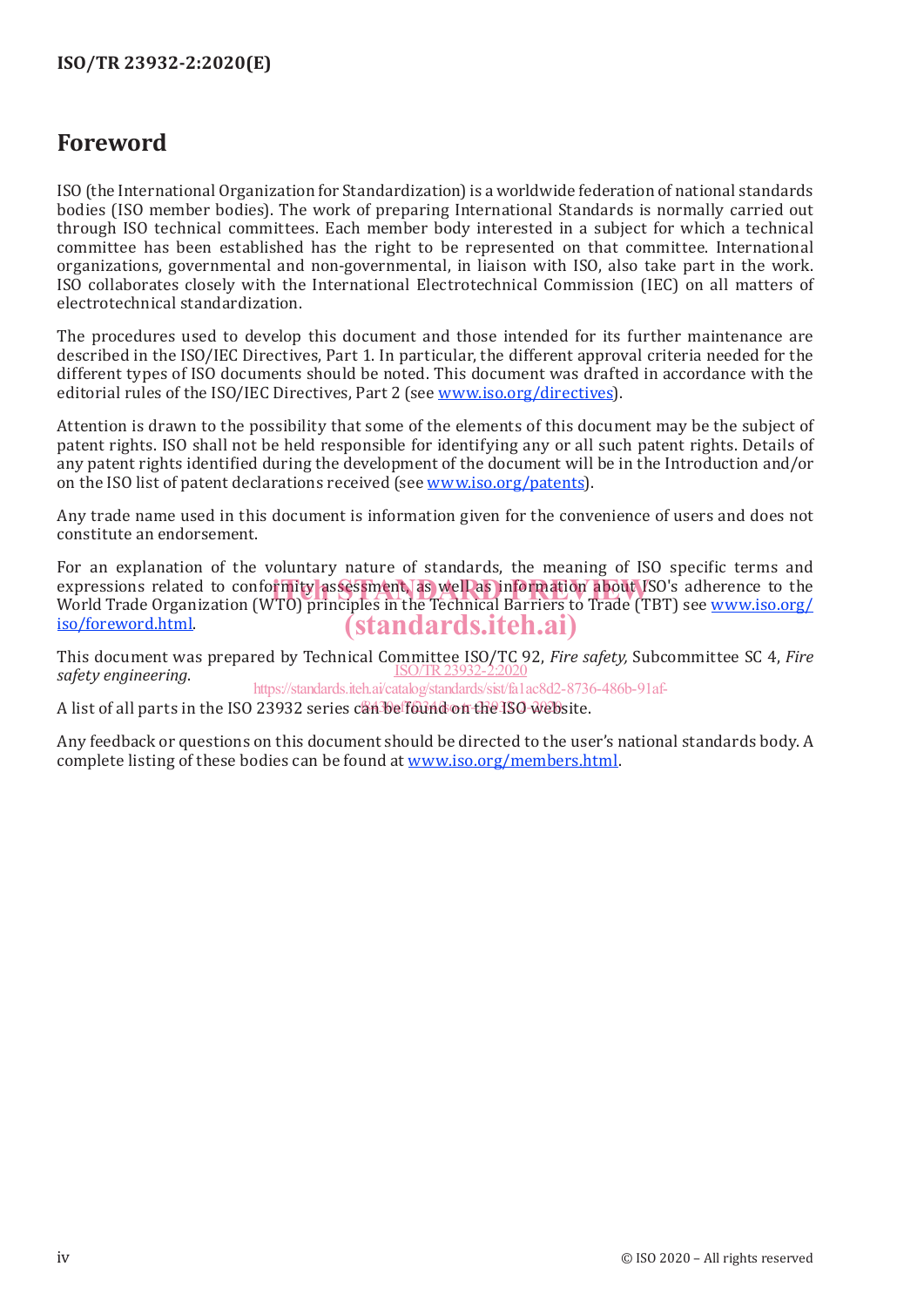# Foreword

ISO (the International Organization for Standardization) is a worldwide federation of national standards bodies (ISO member bodies). The work of preparing International Standards is normally carried out through ISO technical committees. Each member body interested in a subject for which a technical committee has been established has the right to be represented on that committee. International organizations, governmental and non-governmental, in liaison with ISO, also take part in the work. ISO collaborates closely with the International Electrotechnical Commission (IEC) on all matters of electrotechnical standardization.

The procedures used to develop this document and those intended for its further maintenance are described in the ISO/IEC Directives, Part 1. In particular, the different approval criteria needed for the different types of ISO documents should be noted. This document was drafted in accordance with the editorial rules of the ISO/IEC Directives, Part 2 (see www.iso.org/directives).

Attention is drawn to the possibility that some of the elements of this document may be the subject of patent rights. ISO shall not be held responsible for identifying any or all such patent rights. Details of any patent rights identified during the development of the document will be in the Introduction and/or on the ISO list of patent declarations received (see www.iso.org/patents).

Any trade name used in this document is information given for the convenience of users and does not constitute an endorsement.

For an explanation of the voluntary nature of standards, the meaning of ISO specific terms and expressions related to conformity assessment, as well as information about ISO's adherence to the World Trade Organization (WTO) principles in the Technical Barriers to Trade (TBT) see www.iso.org/iso/foreword.html.

This document was prepared by Technical Committee ISO/TC 92, *Fire safety,* Subcommittee SC 4, *Fire safety engineering*.

A list of all parts in the ISO 23932 series can be found on the ISO website.

Any feedback or questions on this document should be directed to the user's national standards body. A complete listing of these bodies can be found at www.iso.org/members.html.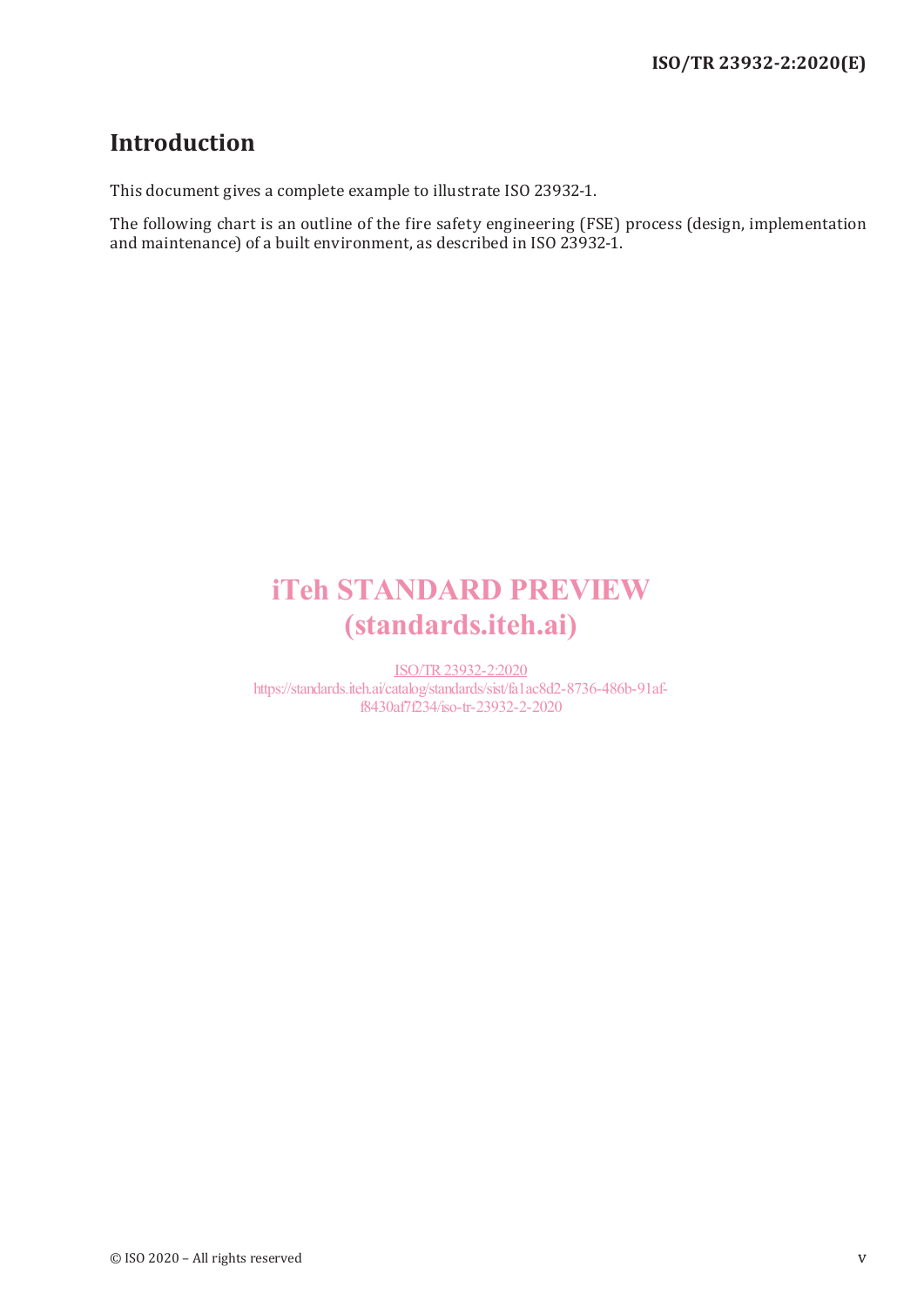# Introduction

This document gives a complete example to illustrate ISO 23932-1.

The following chart is an outline of the fire safety engineering (FSE) process (design, implementation and maintenance) of a built environment, as described in ISO 23932-1.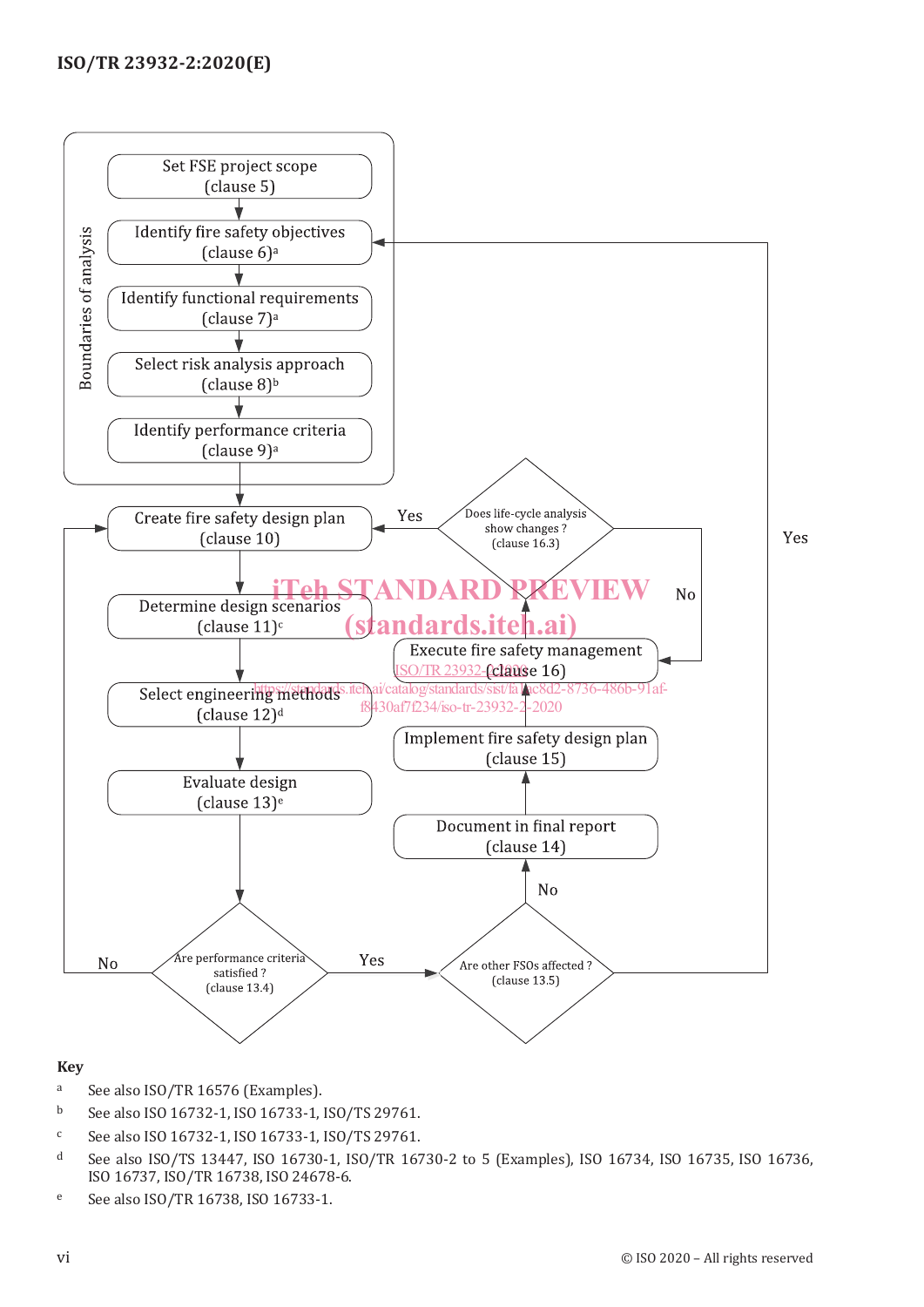Boundaries of analysis

Set FSE project scope (clause 5)

Identify fire safety objectives (clause 6)[a]

Identify functional requirements (clause 7)[a]

Select risk analysis approach (clause 8)[b]

Identify performance criteria (clause 9)[a]

Create fire safety design plan (clause 10)

Determine design scenarios (clause 11)[c]

Select engineering methods (clause 12)[d]

Evaluate design (clause 13)[e]

Are performance criteria satisfied ? (clause 13.4) — No: Create fire safety design plan (clause 10); Yes: Are other FSOs affected ?

Are other FSOs affected ? (clause 13.5) — Yes: Identify fire safety objectives (clause 6); No: Document in final report

Document in final report (clause 14)

Implement fire safety design plan (clause 15)

Execute fire safety management (clause 16)

Does life-cycle analysis show changes ? (clause 16.3) — Yes: Create fire safety design plan (clause 10); No: Execute fire safety management (clause 16)

**Key**

[a] See also ISO/TR 16576 (Examples).

[b] See also ISO 16732-1, ISO 16733-1, ISO/TS 29761.

[c] See also ISO 16732-1, ISO 16733-1, ISO/TS 29761.

[d] See also ISO/TS 13447, ISO 16730-1, ISO/TR 16730-2 to 5 (Examples), ISO 16734, ISO 16735, ISO 16736, ISO 16737, ISO/TR 16738, ISO 24678-6.

[e] See also ISO/TR 16738, ISO 16733-1.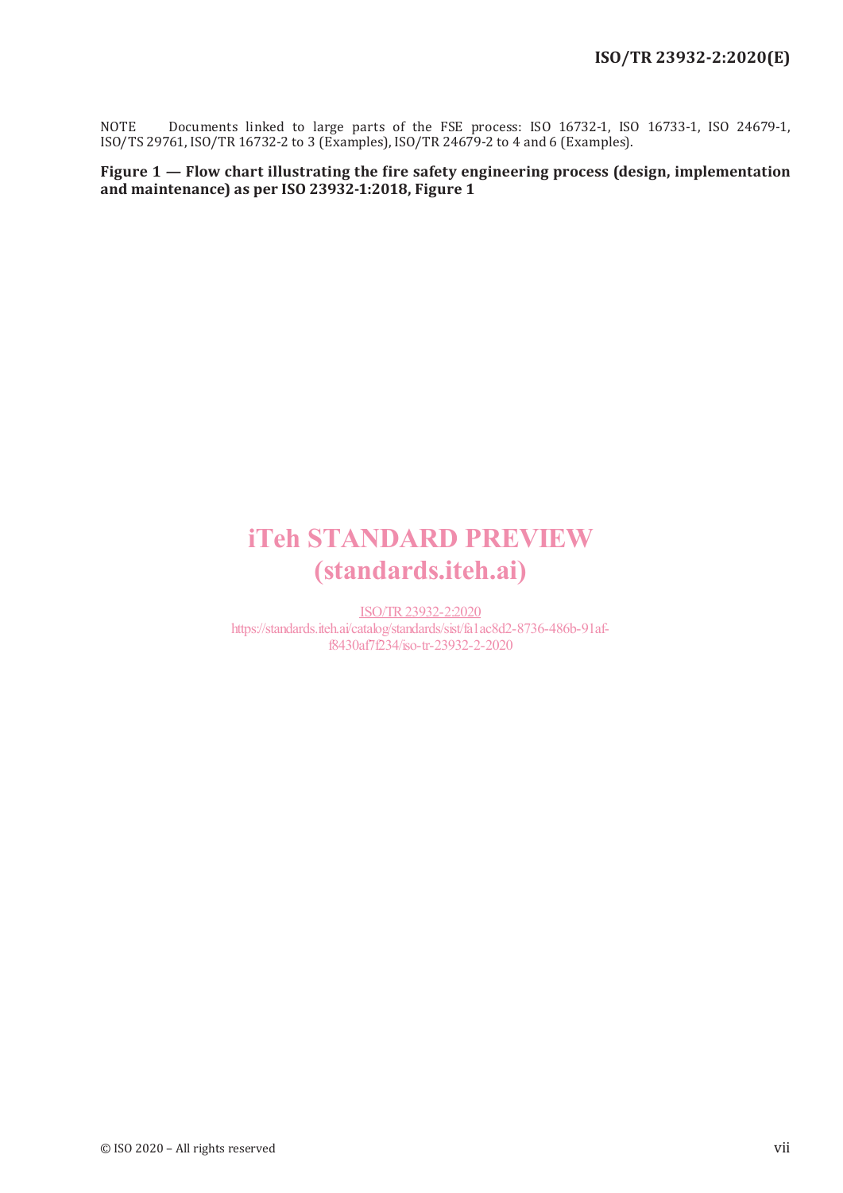NOTE Documents linked to large parts of the FSE process: ISO 16732-1, ISO 16733-1, ISO 24679-1, ISO/TS 29761, ISO/TR 16732-2 to 3 (Examples), ISO/TR 24679-2 to 4 and 6 (Examples).

**Figure 1 — Flow chart illustrating the fire safety engineering process (design, implementation and maintenance) as per ISO 23932-1:2018, Figure 1**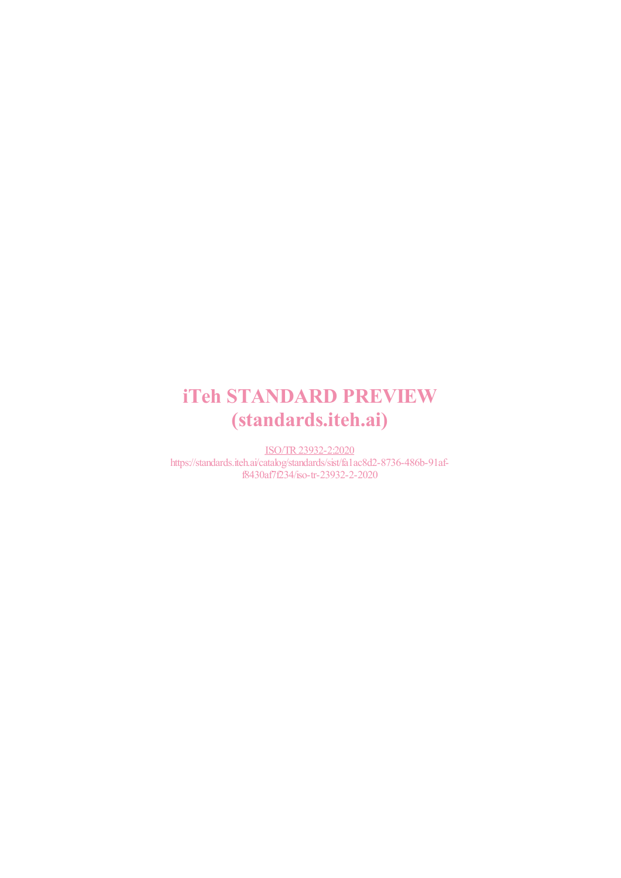iTeh STANDARD PREVIEW
(standards.iteh.ai)

ISO/TR 23932-2:2020
https://standards.iteh.ai/catalog/standards/sist/fa1ac8d2-8736-486b-91af-f8430af7f234/iso-tr-23932-2-2020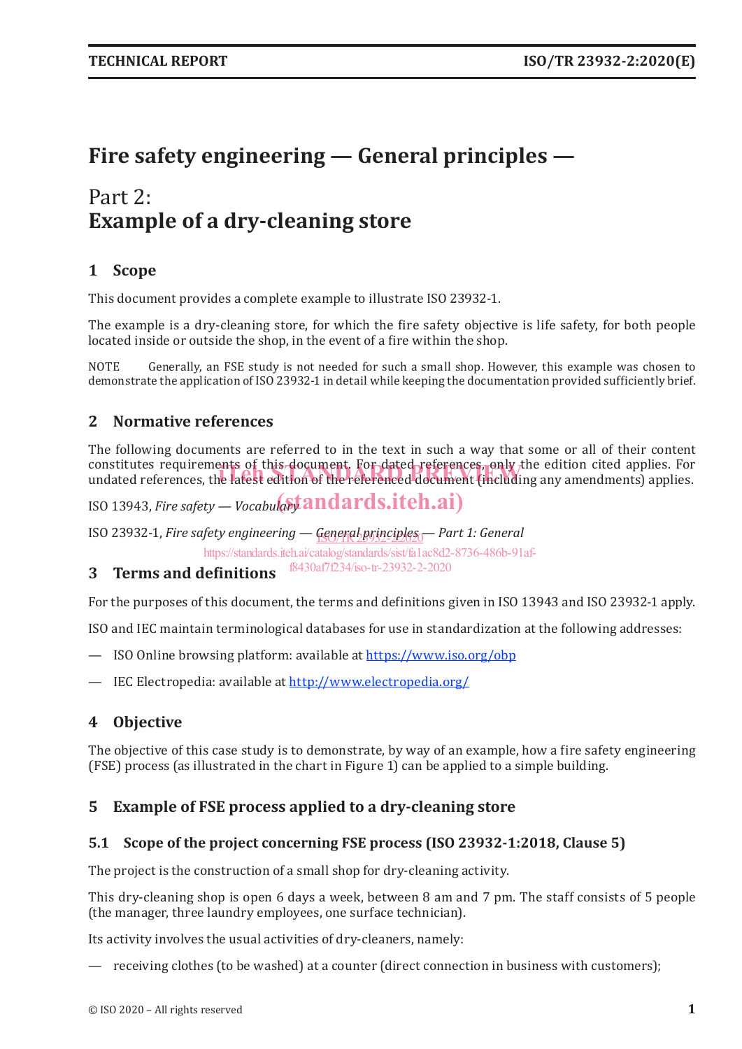# Fire safety engineering — General principles —

## Part 2: Example of a dry-cleaning store

## 1 Scope

This document provides a complete example to illustrate ISO 23932-1.

The example is a dry-cleaning store, for which the fire safety objective is life safety, for both people located inside or outside the shop, in the event of a fire within the shop.

NOTE Generally, an FSE study is not needed for such a small shop. However, this example was chosen to demonstrate the application of ISO 23932-1 in detail while keeping the documentation provided sufficiently brief.

## 2 Normative references

The following documents are referred to in the text in such a way that some or all of their content constitutes requirements of this document. For dated references, only the edition cited applies. For undated references, the latest edition of the referenced document (including any amendments) applies.

ISO 13943, *Fire safety — Vocabulary*

ISO 23932-1, *Fire safety engineering — General principles — Part 1: General*

## 3 Terms and definitions

For the purposes of this document, the terms and definitions given in ISO 13943 and ISO 23932-1 apply.

ISO and IEC maintain terminological databases for use in standardization at the following addresses:

— ISO Online browsing platform: available at https://www.iso.org/obp

— IEC Electropedia: available at http://www.electropedia.org/

## 4 Objective

The objective of this case study is to demonstrate, by way of an example, how a fire safety engineering (FSE) process (as illustrated in the chart in Figure 1) can be applied to a simple building.

## 5 Example of FSE process applied to a dry-cleaning store

### 5.1 Scope of the project concerning FSE process (ISO 23932-1:2018, Clause 5)

The project is the construction of a small shop for dry-cleaning activity.

This dry-cleaning shop is open 6 days a week, between 8 am and 7 pm. The staff consists of 5 people (the manager, three laundry employees, one surface technician).

Its activity involves the usual activities of dry-cleaners, namely:

— receiving clothes (to be washed) at a counter (direct connection in business with customers);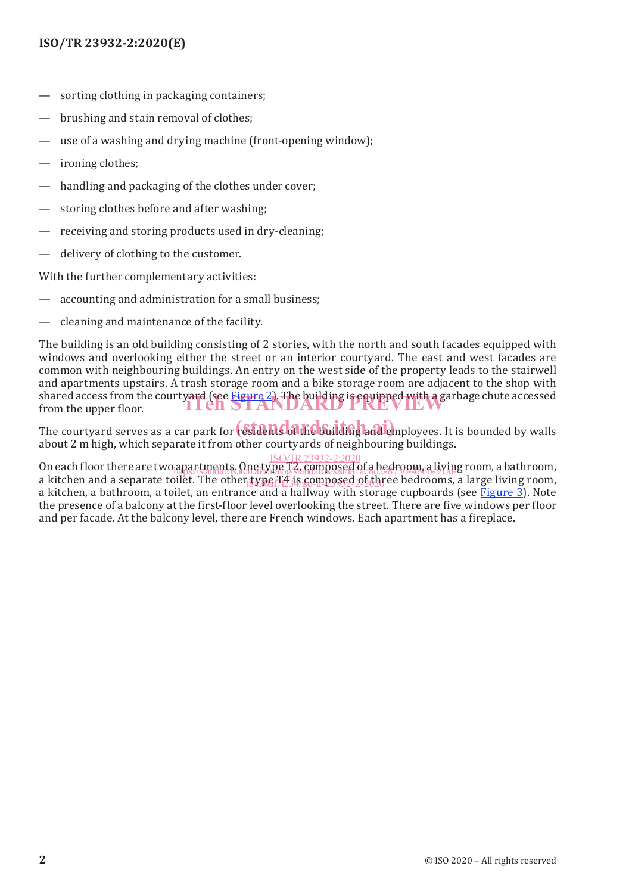— sorting clothing in packaging containers;

— brushing and stain removal of clothes;

— use of a washing and drying machine (front-opening window);

— ironing clothes;

— handling and packaging of the clothes under cover;

— storing clothes before and after washing;

— receiving and storing products used in dry-cleaning;

— delivery of clothing to the customer.

With the further complementary activities:

— accounting and administration for a small business;

— cleaning and maintenance of the facility.

The building is an old building consisting of 2 stories, with the north and south facades equipped with windows and overlooking either the street or an interior courtyard. The east and west facades are common with neighbouring buildings. An entry on the west side of the property leads to the stairwell and apartments upstairs. A trash storage room and a bike storage room are adjacent to the shop with shared access from the courtyard (see Figure 2). The building is equipped with a garbage chute accessed from the upper floor.

The courtyard serves as a car park for residents of the building and employees. It is bounded by walls about 2 m high, which separate it from other courtyards of neighbouring buildings.

On each floor there are two apartments. One type T2, composed of a bedroom, a living room, a bathroom, a kitchen and a separate toilet. The other type T4 is composed of three bedrooms, a large living room, a kitchen, a bathroom, a toilet, an entrance and a hallway with storage cupboards (see Figure 3). Note the presence of a balcony at the first-floor level overlooking the street. There are five windows per floor and per facade. At the balcony level, there are French windows. Each apartment has a fireplace.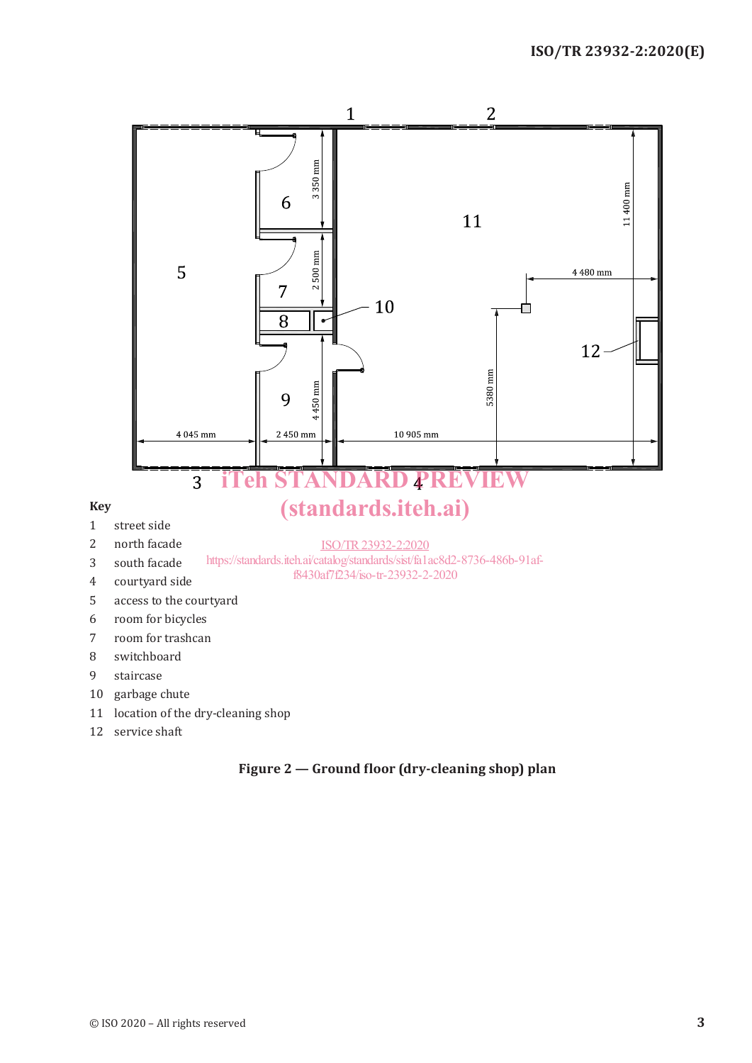**Key**

1 street side

2 north facade

3 south facade

4 courtyard side

5 access to the courtyard

6 room for bicycles

7 room for trashcan

8 switchboard

9 staircase

10 garbage chute

11 location of the dry-cleaning shop

12 service shaft

**Figure 2 — Ground floor (dry-cleaning shop) plan**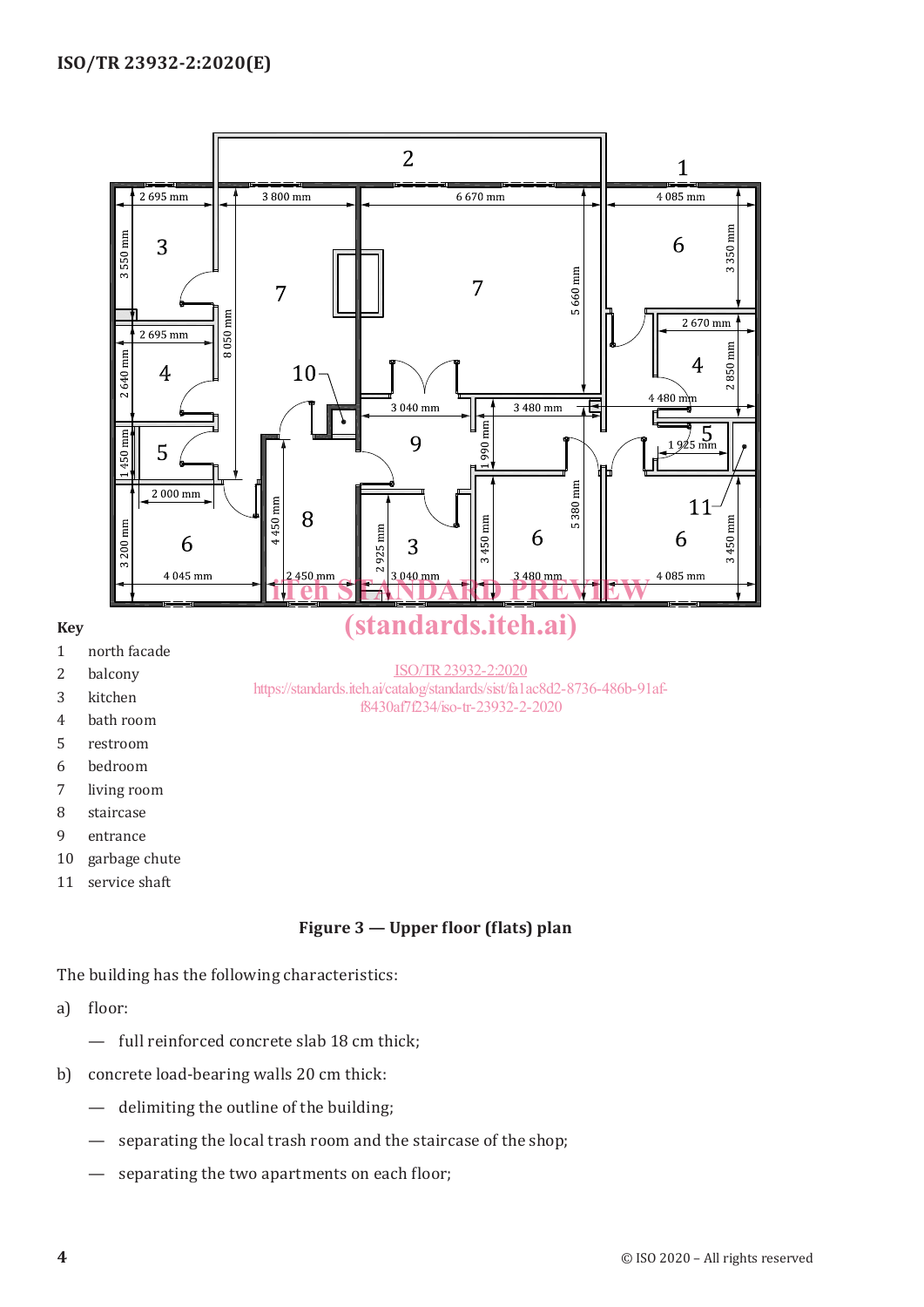**Key**

1 north facade

2 balcony

3 kitchen

4 bath room

5 restroom

6 bedroom

7 living room

8 staircase

9 entrance

10 garbage chute

11 service shaft

**Figure 3 — Upper floor (flats) plan**

The building has the following characteristics:

a) floor:

— full reinforced concrete slab 18 cm thick;

b) concrete load-bearing walls 20 cm thick:

— delimiting the outline of the building;

— separating the local trash room and the staircase of the shop;

— separating the two apartments on each floor;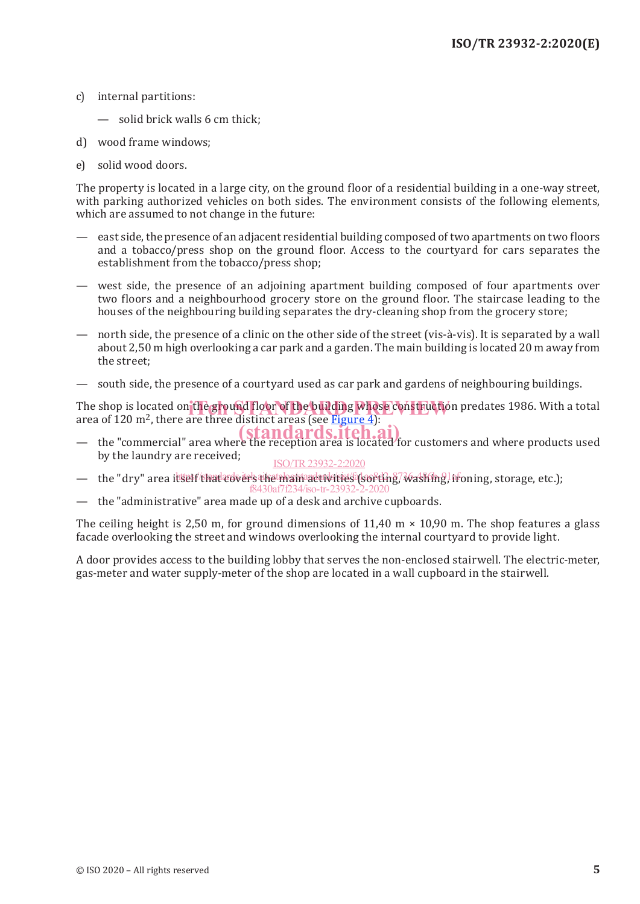c) internal partitions:

— solid brick walls 6 cm thick;

d) wood frame windows;

e) solid wood doors.

The property is located in a large city, on the ground floor of a residential building in a one-way street, with parking authorized vehicles on both sides. The environment consists of the following elements, which are assumed to not change in the future:

— east side, the presence of an adjacent residential building composed of two apartments on two floors and a tobacco/press shop on the ground floor. Access to the courtyard for cars separates the establishment from the tobacco/press shop;

— west side, the presence of an adjoining apartment building composed of four apartments over two floors and a neighbourhood grocery store on the ground floor. The staircase leading to the houses of the neighbouring building separates the dry-cleaning shop from the grocery store;

— north side, the presence of a clinic on the other side of the street (vis-à-vis). It is separated by a wall about 2,50 m high overlooking a car park and a garden. The main building is located 20 m away from the street;

— south side, the presence of a courtyard used as car park and gardens of neighbouring buildings.

The shop is located on the ground floor of the building whose construction predates 1986. With a total area of 120 m$^2$, there are three distinct areas (see Figure 4):

— the "commercial" area where the reception area is located for customers and where products used by the laundry are received;

— the "dry" area itself that covers the main activities (sorting, washing, ironing, storage, etc.);

— the "administrative" area made up of a desk and archive cupboards.

The ceiling height is 2,50 m, for ground dimensions of 11,40 m × 10,90 m. The shop features a glass facade overlooking the street and windows overlooking the internal courtyard to provide light.

A door provides access to the building lobby that serves the non-enclosed stairwell. The electric-meter, gas-meter and water supply-meter of the shop are located in a wall cupboard in the stairwell.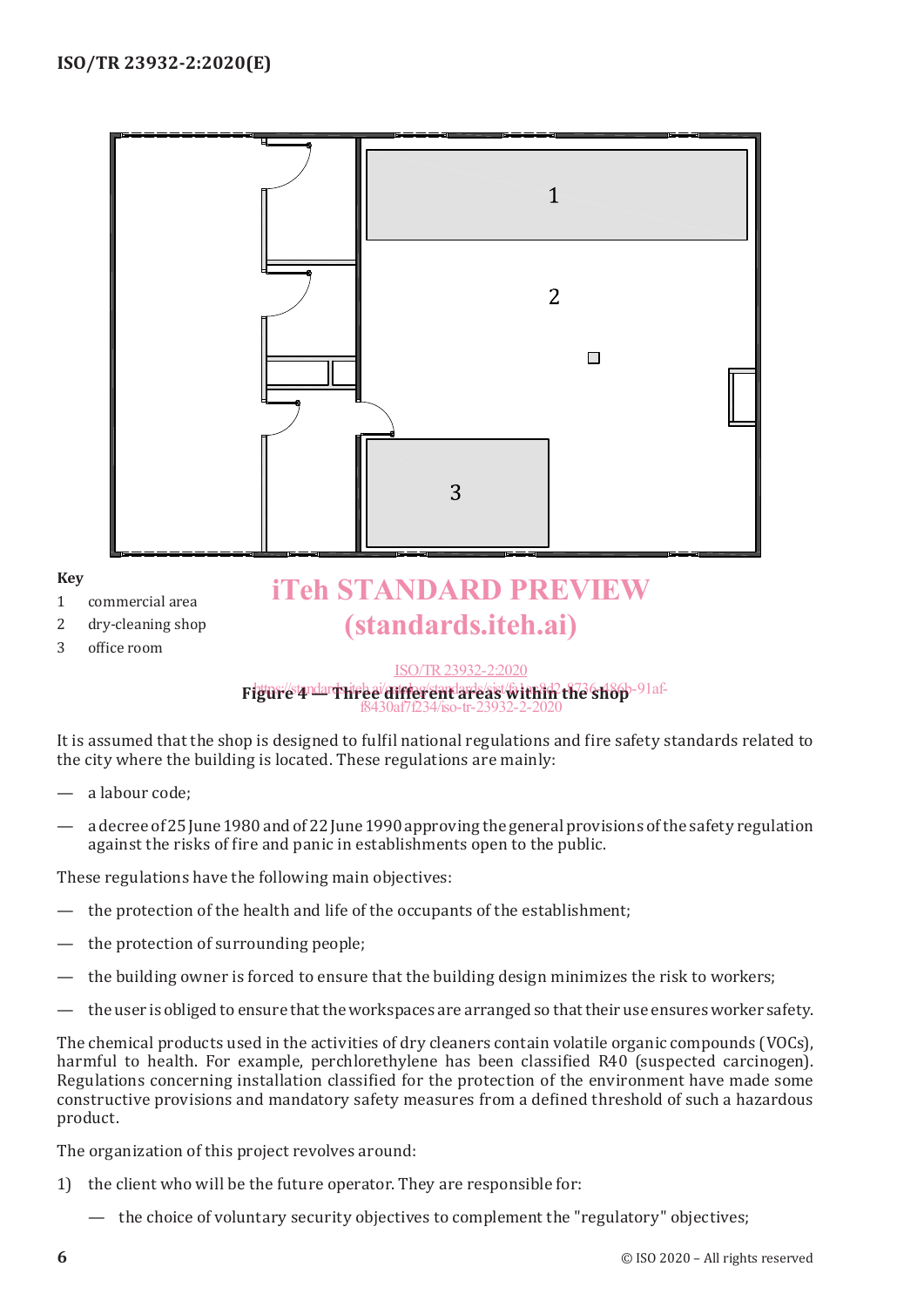**Key**

1 commercial area
2 dry-cleaning shop
3 office room

**Figure 4 — Three different areas within the shop**

It is assumed that the shop is designed to fulfil national regulations and fire safety standards related to the city where the building is located. These regulations are mainly:

— a labour code;

— a decree of 25 June 1980 and of 22 June 1990 approving the general provisions of the safety regulation against the risks of fire and panic in establishments open to the public.

These regulations have the following main objectives:

— the protection of the health and life of the occupants of the establishment;

— the protection of surrounding people;

— the building owner is forced to ensure that the building design minimizes the risk to workers;

— the user is obliged to ensure that the workspaces are arranged so that their use ensures worker safety.

The chemical products used in the activities of dry cleaners contain volatile organic compounds (VOCs), harmful to health. For example, perchlorethylene has been classified R40 (suspected carcinogen). Regulations concerning installation classified for the protection of the environment have made some constructive provisions and mandatory safety measures from a defined threshold of such a hazardous product.

The organization of this project revolves around:

1) the client who will be the future operator. They are responsible for:

   — the choice of voluntary security objectives to complement the "regulatory" objectives;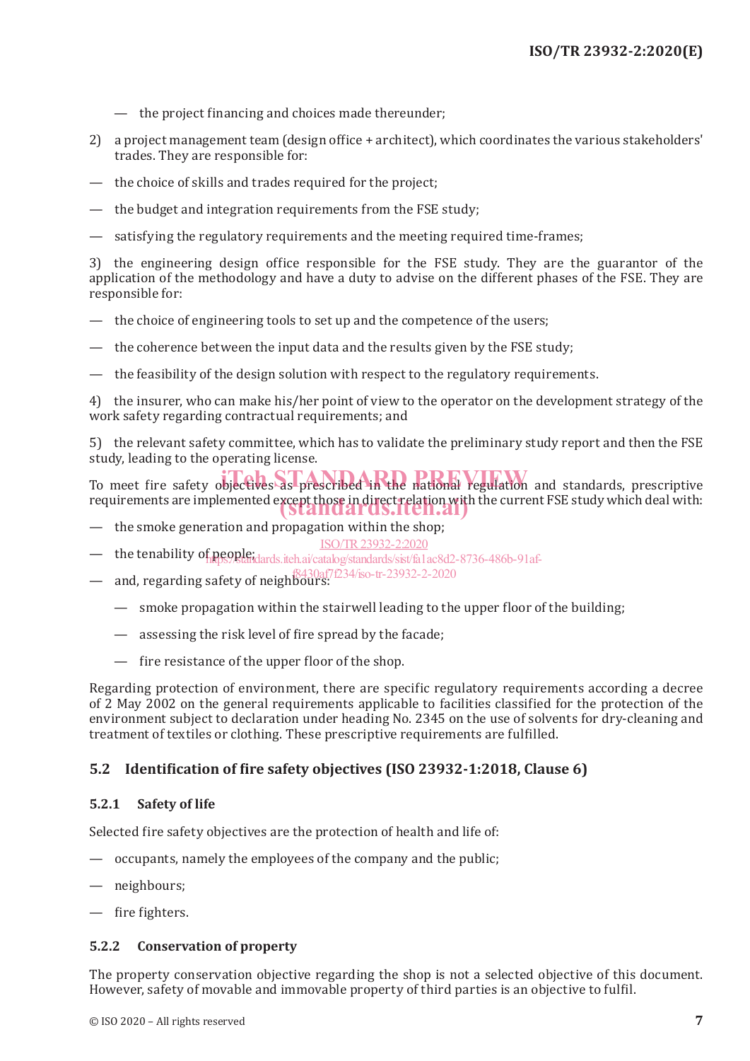— the project financing and choices made thereunder;

2) a project management team (design office + architect), which coordinates the various stakeholders' trades. They are responsible for:

— the choice of skills and trades required for the project;

— the budget and integration requirements from the FSE study;

— satisfying the regulatory requirements and the meeting required time-frames;

3) the engineering design office responsible for the FSE study. They are the guarantor of the application of the methodology and have a duty to advise on the different phases of the FSE. They are responsible for:

— the choice of engineering tools to set up and the competence of the users;

— the coherence between the input data and the results given by the FSE study;

— the feasibility of the design solution with respect to the regulatory requirements.

4) the insurer, who can make his/her point of view to the operator on the development strategy of the work safety regarding contractual requirements; and

5) the relevant safety committee, which has to validate the preliminary study report and then the FSE study, leading to the operating license.

To meet fire safety objectives as prescribed in the national regulation and standards, prescriptive requirements are implemented except those in direct relation with the current FSE study which deal with:

— the smoke generation and propagation within the shop;

— the tenability of people;

— and, regarding safety of neighbours:

  — smoke propagation within the stairwell leading to the upper floor of the building;

  — assessing the risk level of fire spread by the facade;

  — fire resistance of the upper floor of the shop.

Regarding protection of environment, there are specific regulatory requirements according a decree of 2 May 2002 on the general requirements applicable to facilities classified for the protection of the environment subject to declaration under heading No. 2345 on the use of solvents for dry-cleaning and treatment of textiles or clothing. These prescriptive requirements are fulfilled.

## 5.2 Identification of fire safety objectives (ISO 23932-1:2018, Clause 6)

### 5.2.1 Safety of life

Selected fire safety objectives are the protection of health and life of:

— occupants, namely the employees of the company and the public;

— neighbours;

— fire fighters.

### 5.2.2 Conservation of property

The property conservation objective regarding the shop is not a selected objective of this document. However, safety of movable and immovable property of third parties is an objective to fulfil.